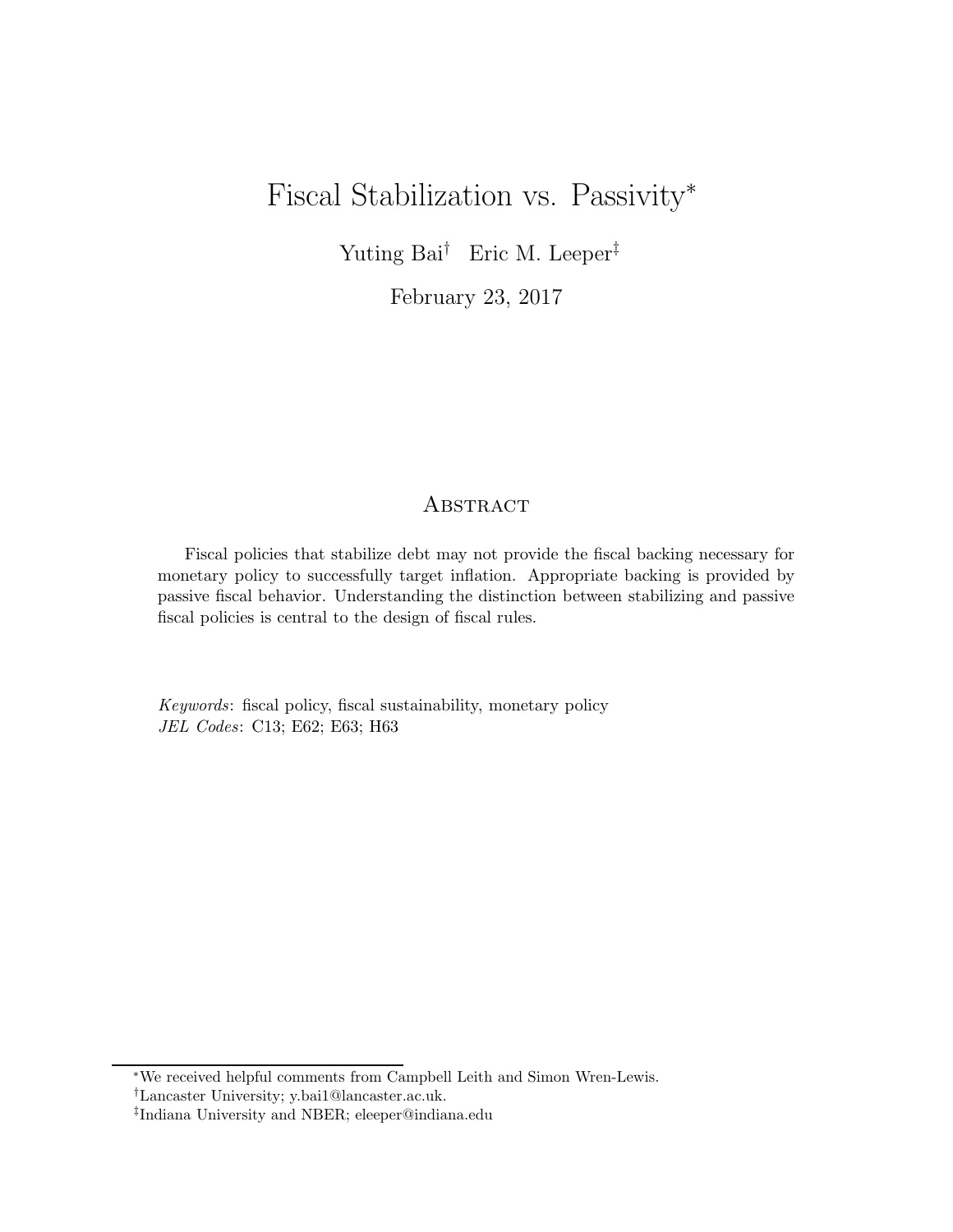# Fiscal Stabilization vs. Passivity*

Yuting Bai[†] Eric M. Leeper[‡]

February 23, 2017

## Abstract

Fiscal policies that stabilize debt may not provide the fiscal backing necessary for monetary policy to successfully target inflation. Appropriate backing is provided by passive fiscal behavior. Understanding the distinction between stabilizing and passive fiscal policies is central to the design of fiscal rules.

*Keywords*: fiscal policy, fiscal sustainability, monetary policy
*JEL Codes*: C13; E62; E63; H63

---

*We received helpful comments from Campbell Leith and Simon Wren-Lewis.

[†]Lancaster University; y.bai1@lancaster.ac.uk.

[‡]Indiana University and NBER; eleeper@indiana.edu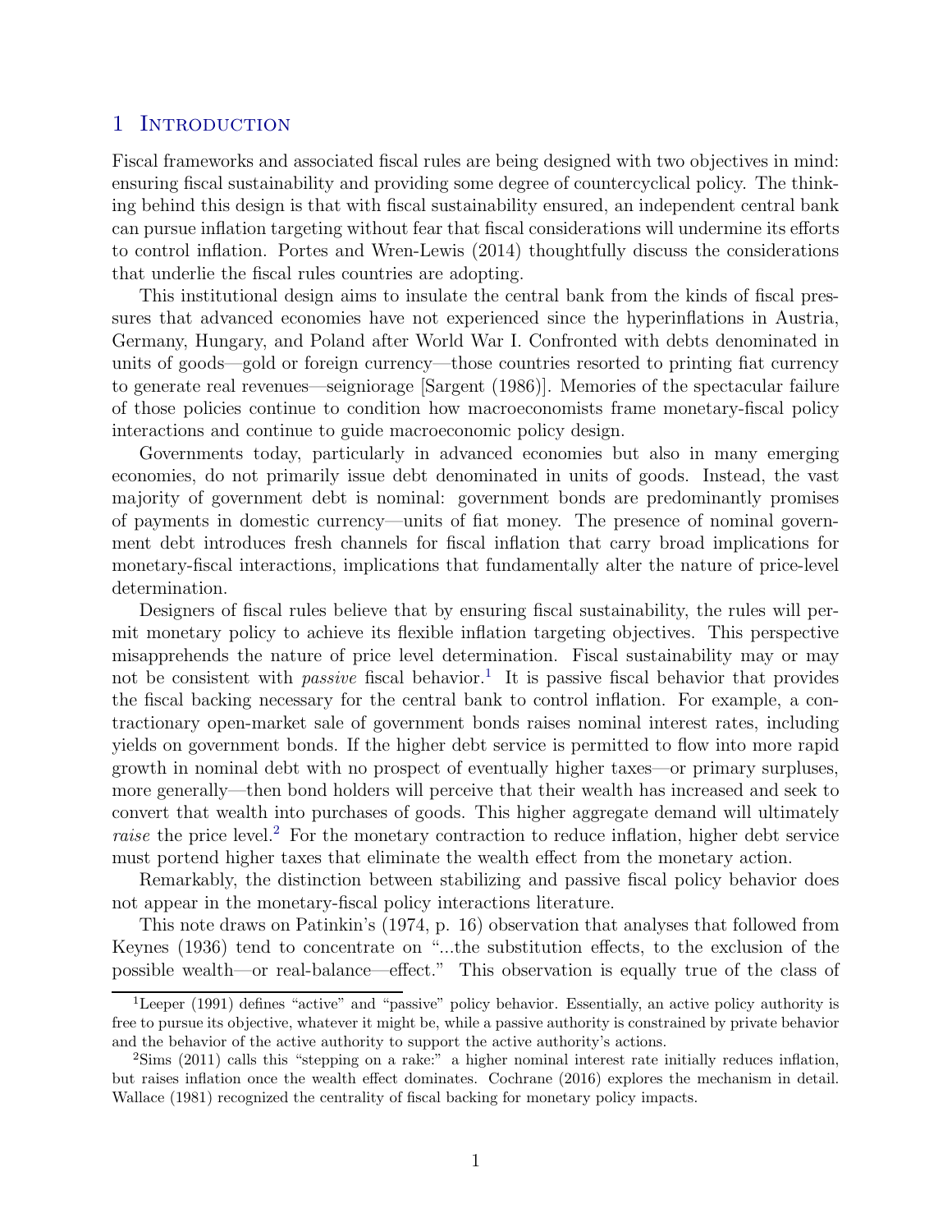## 1 Introduction

Fiscal frameworks and associated fiscal rules are being designed with two objectives in mind: ensuring fiscal sustainability and providing some degree of countercyclical policy. The thinking behind this design is that with fiscal sustainability ensured, an independent central bank can pursue inflation targeting without fear that fiscal considerations will undermine its efforts to control inflation. Portes and Wren-Lewis (2014) thoughtfully discuss the considerations that underlie the fiscal rules countries are adopting.

This institutional design aims to insulate the central bank from the kinds of fiscal pressures that advanced economies have not experienced since the hyperinflations in Austria, Germany, Hungary, and Poland after World War I. Confronted with debts denominated in units of goods—gold or foreign currency—those countries resorted to printing fiat currency to generate real revenues—seigniorage [Sargent (1986)]. Memories of the spectacular failure of those policies continue to condition how macroeconomists frame monetary-fiscal policy interactions and continue to guide macroeconomic policy design.

Governments today, particularly in advanced economies but also in many emerging economies, do not primarily issue debt denominated in units of goods. Instead, the vast majority of government debt is nominal: government bonds are predominantly promises of payments in domestic currency—units of fiat money. The presence of nominal government debt introduces fresh channels for fiscal inflation that carry broad implications for monetary-fiscal interactions, implications that fundamentally alter the nature of price-level determination.

Designers of fiscal rules believe that by ensuring fiscal sustainability, the rules will permit monetary policy to achieve its flexible inflation targeting objectives. This perspective misapprehends the nature of price level determination. Fiscal sustainability may or may not be consistent with *passive* fiscal behavior.[1] It is passive fiscal behavior that provides the fiscal backing necessary for the central bank to control inflation. For example, a contractionary open-market sale of government bonds raises nominal interest rates, including yields on government bonds. If the higher debt service is permitted to flow into more rapid growth in nominal debt with no prospect of eventually higher taxes—or primary surpluses, more generally—then bond holders will perceive that their wealth has increased and seek to convert that wealth into purchases of goods. This higher aggregate demand will ultimately *raise* the price level.[2] For the monetary contraction to reduce inflation, higher debt service must portend higher taxes that eliminate the wealth effect from the monetary action.

Remarkably, the distinction between stabilizing and passive fiscal policy behavior does not appear in the monetary-fiscal policy interactions literature.

This note draws on Patinkin's (1974, p. 16) observation that analyses that followed from Keynes (1936) tend to concentrate on "...the substitution effects, to the exclusion of the possible wealth—or real-balance—effect." This observation is equally true of the class of

---

[1] Leeper (1991) defines "active" and "passive" policy behavior. Essentially, an active policy authority is free to pursue its objective, whatever it might be, while a passive authority is constrained by private behavior and the behavior of the active authority to support the active authority's actions.

[2] Sims (2011) calls this "stepping on a rake:" a higher nominal interest rate initially reduces inflation, but raises inflation once the wealth effect dominates. Cochrane (2016) explores the mechanism in detail. Wallace (1981) recognized the centrality of fiscal backing for monetary policy impacts.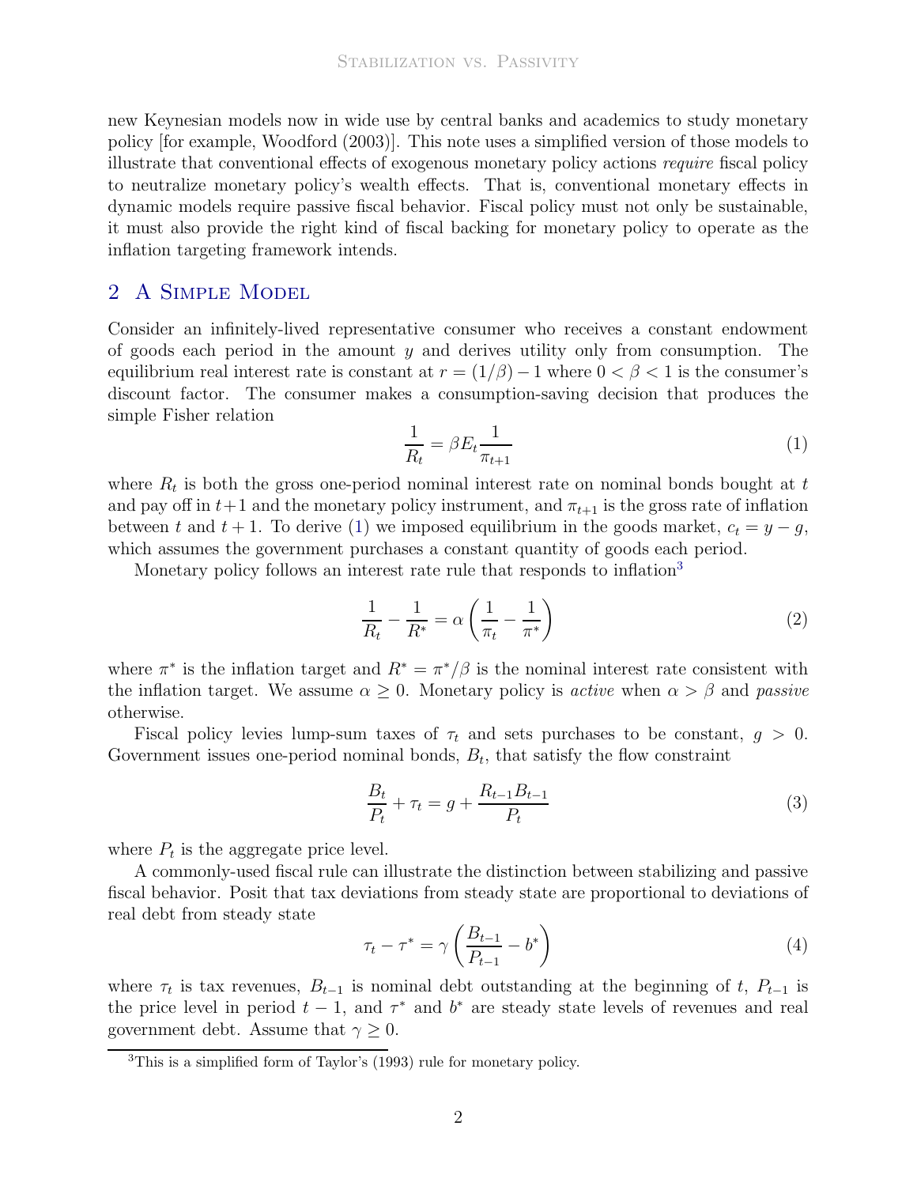new Keynesian models now in wide use by central banks and academics to study monetary policy [for example, Woodford (2003)]. This note uses a simplified version of those models to illustrate that conventional effects of exogenous monetary policy actions *require* fiscal policy to neutralize monetary policy's wealth effects. That is, conventional monetary effects in dynamic models require passive fiscal behavior. Fiscal policy must not only be sustainable, it must also provide the right kind of fiscal backing for monetary policy to operate as the inflation targeting framework intends.

## 2 A Simple Model

Consider an infinitely-lived representative consumer who receives a constant endowment of goods each period in the amount $y$ and derives utility only from consumption. The equilibrium real interest rate is constant at $r = (1/\beta) - 1$ where $0 < \beta < 1$ is the consumer's discount factor. The consumer makes a consumption-saving decision that produces the simple Fisher relation

$$\frac{1}{R_t} = \beta E_t \frac{1}{\pi_{t+1}} \tag{1}$$

where $R_t$ is both the gross one-period nominal interest rate on nominal bonds bought at $t$ and pay off in $t+1$ and the monetary policy instrument, and $\pi_{t+1}$ is the gross rate of inflation between $t$ and $t+1$. To derive (1) we imposed equilibrium in the goods market, $c_t = y - g$, which assumes the government purchases a constant quantity of goods each period.

Monetary policy follows an interest rate rule that responds to inflation[3]

$$\frac{1}{R_t} - \frac{1}{R^*} = \alpha \left( \frac{1}{\pi_t} - \frac{1}{\pi^*} \right) \tag{2}$$

where $\pi^*$ is the inflation target and $R^* = \pi^*/\beta$ is the nominal interest rate consistent with the inflation target. We assume $\alpha \geq 0$. Monetary policy is *active* when $\alpha > \beta$ and *passive* otherwise.

Fiscal policy levies lump-sum taxes of $\tau_t$ and sets purchases to be constant, $g > 0$. Government issues one-period nominal bonds, $B_t$, that satisfy the flow constraint

$$\frac{B_t}{P_t} + \tau_t = g + \frac{R_{t-1} B_{t-1}}{P_t} \tag{3}$$

where $P_t$ is the aggregate price level.

A commonly-used fiscal rule can illustrate the distinction between stabilizing and passive fiscal behavior. Posit that tax deviations from steady state are proportional to deviations of real debt from steady state

$$\tau_t - \tau^* = \gamma \left( \frac{B_{t-1}}{P_{t-1}} - b^* \right) \tag{4}$$

where $\tau_t$ is tax revenues, $B_{t-1}$ is nominal debt outstanding at the beginning of $t$, $P_{t-1}$ is the price level in period $t-1$, and $\tau^*$ and $b^*$ are steady state levels of revenues and real government debt. Assume that $\gamma \geq 0$.

[3] This is a simplified form of Taylor's (1993) rule for monetary policy.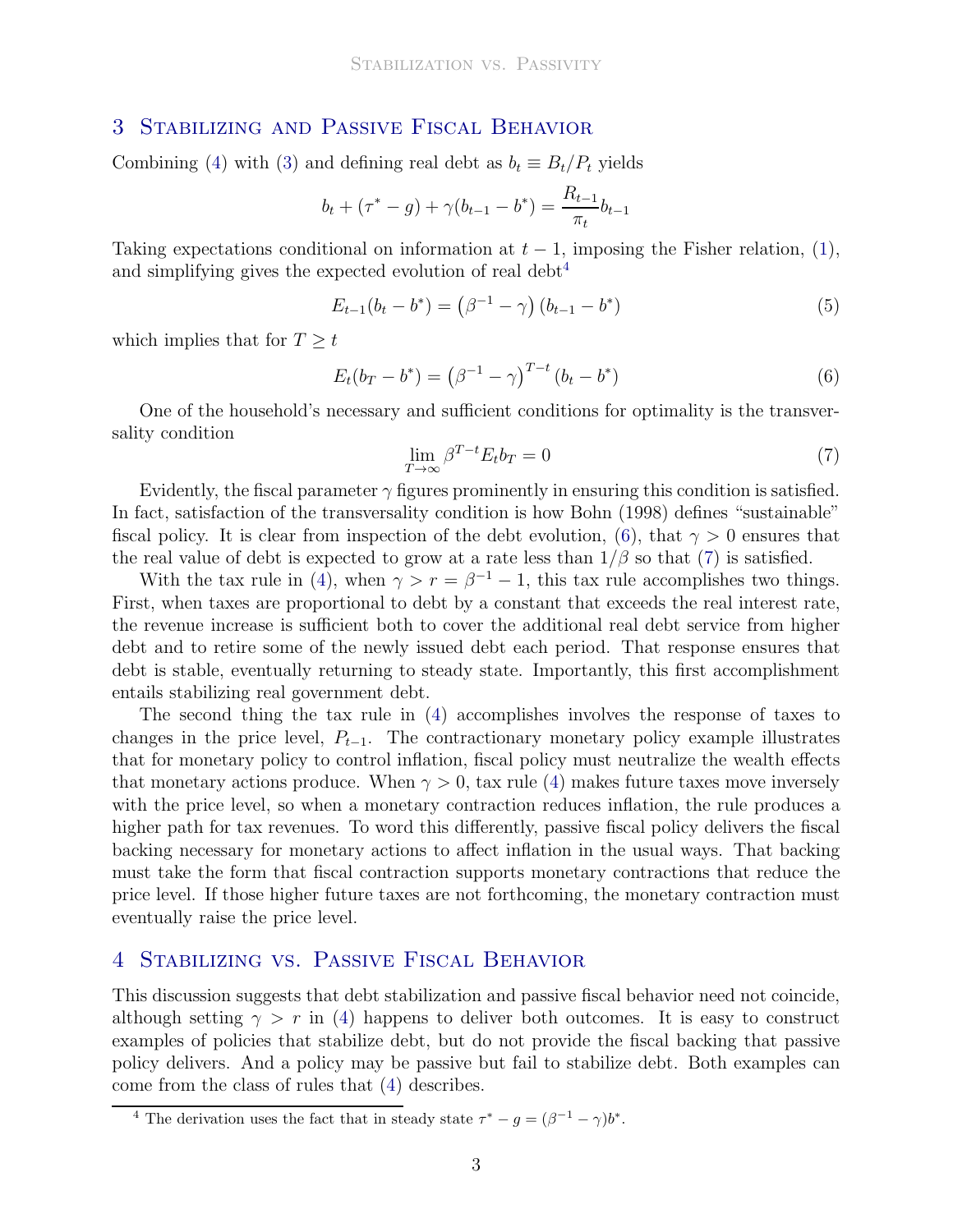## 3 Stabilizing and Passive Fiscal Behavior

Combining (4) with (3) and defining real debt as $b_t \equiv B_t/P_t$ yields

$$b_t + (\tau^* - g) + \gamma(b_{t-1} - b^*) = \frac{R_{t-1}}{\pi_t} b_{t-1}$$

Taking expectations conditional on information at $t-1$, imposing the Fisher relation, (1), and simplifying gives the expected evolution of real debt[4]

$$E_{t-1}(b_t - b^*) = \left(\beta^{-1} - \gamma\right)(b_{t-1} - b^*) \tag{5}$$

which implies that for $T \geq t$

$$E_t(b_T - b^*) = \left(\beta^{-1} - \gamma\right)^{T-t}(b_t - b^*) \tag{6}$$

One of the household's necessary and sufficient conditions for optimality is the transversality condition

$$\lim_{T\to\infty} \beta^{T-t} E_t b_T = 0 \tag{7}$$

Evidently, the fiscal parameter $\gamma$ figures prominently in ensuring this condition is satisfied. In fact, satisfaction of the transversality condition is how Bohn (1998) defines "sustainable" fiscal policy. It is clear from inspection of the debt evolution, (6), that $\gamma > 0$ ensures that the real value of debt is expected to grow at a rate less than $1/\beta$ so that (7) is satisfied.

With the tax rule in (4), when $\gamma > r = \beta^{-1} - 1$, this tax rule accomplishes two things. First, when taxes are proportional to debt by a constant that exceeds the real interest rate, the revenue increase is sufficient both to cover the additional real debt service from higher debt and to retire some of the newly issued debt each period. That response ensures that debt is stable, eventually returning to steady state. Importantly, this first accomplishment entails stabilizing real government debt.

The second thing the tax rule in (4) accomplishes involves the response of taxes to changes in the price level, $P_{t-1}$. The contractionary monetary policy example illustrates that for monetary policy to control inflation, fiscal policy must neutralize the wealth effects that monetary actions produce. When $\gamma > 0$, tax rule (4) makes future taxes move inversely with the price level, so when a monetary contraction reduces inflation, the rule produces a higher path for tax revenues. To word this differently, passive fiscal policy delivers the fiscal backing necessary for monetary actions to affect inflation in the usual ways. That backing must take the form that fiscal contraction supports monetary contractions that reduce the price level. If those higher future taxes are not forthcoming, the monetary contraction must eventually raise the price level.

## 4 Stabilizing vs. Passive Fiscal Behavior

This discussion suggests that debt stabilization and passive fiscal behavior need not coincide, although setting $\gamma > r$ in (4) happens to deliver both outcomes. It is easy to construct examples of policies that stabilize debt, but do not provide the fiscal backing that passive policy delivers. And a policy may be passive but fail to stabilize debt. Both examples can come from the class of rules that (4) describes.

[4] The derivation uses the fact that in steady state $\tau^* - g = (\beta^{-1} - \gamma)b^*$.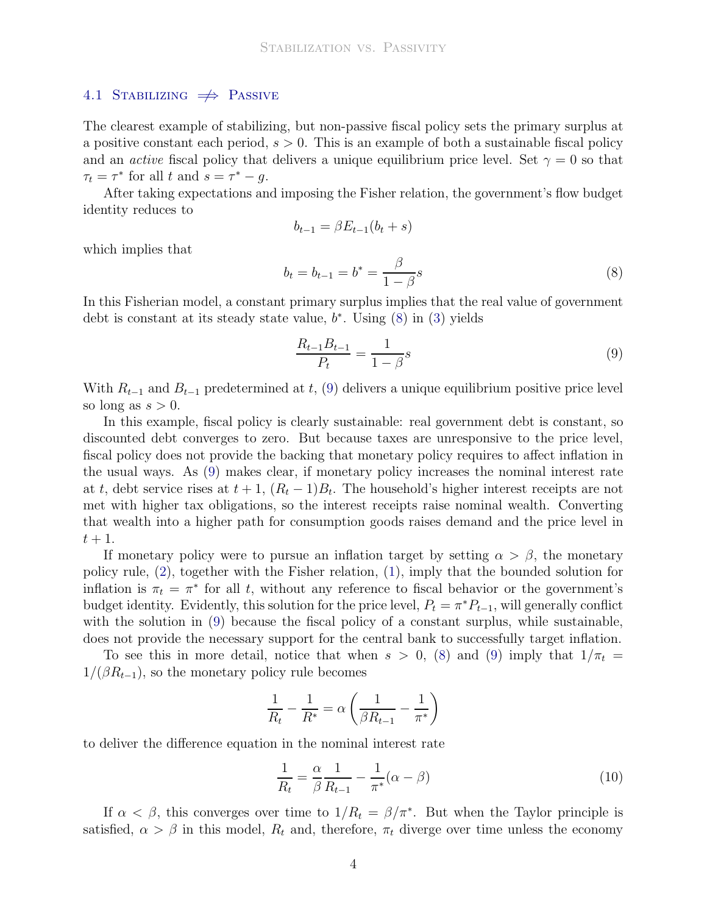### 4.1 Stabilizing $\not\Rightarrow$ Passive

The clearest example of stabilizing, but non-passive fiscal policy sets the primary surplus at a positive constant each period, $s > 0$. This is an example of both a sustainable fiscal policy and an *active* fiscal policy that delivers a unique equilibrium price level. Set $\gamma = 0$ so that $\tau_t = \tau^*$ for all $t$ and $s = \tau^* - g$.

After taking expectations and imposing the Fisher relation, the government's flow budget identity reduces to

$$b_{t-1} = \beta E_{t-1}(b_t + s)$$

which implies that

$$b_t = b_{t-1} = b^* = \frac{\beta}{1-\beta}s \tag{8}$$

In this Fisherian model, a constant primary surplus implies that the real value of government debt is constant at its steady state value, $b^*$. Using (8) in (3) yields

$$\frac{R_{t-1}B_{t-1}}{P_t} = \frac{1}{1-\beta}s \tag{9}$$

With $R_{t-1}$ and $B_{t-1}$ predetermined at $t$, (9) delivers a unique equilibrium positive price level so long as $s > 0$.

In this example, fiscal policy is clearly sustainable: real government debt is constant, so discounted debt converges to zero. But because taxes are unresponsive to the price level, fiscal policy does not provide the backing that monetary policy requires to affect inflation in the usual ways. As (9) makes clear, if monetary policy increases the nominal interest rate at $t$, debt service rises at $t+1$, $(R_t - 1)B_t$. The household's higher interest receipts are not met with higher tax obligations, so the interest receipts raise nominal wealth. Converting that wealth into a higher path for consumption goods raises demand and the price level in $t+1$.

If monetary policy were to pursue an inflation target by setting $\alpha > \beta$, the monetary policy rule, (2), together with the Fisher relation, (1), imply that the bounded solution for inflation is $\pi_t = \pi^*$ for all $t$, without any reference to fiscal behavior or the government's budget identity. Evidently, this solution for the price level, $P_t = \pi^* P_{t-1}$, will generally conflict with the solution in (9) because the fiscal policy of a constant surplus, while sustainable, does not provide the necessary support for the central bank to successfully target inflation.

To see this in more detail, notice that when $s > 0$, (8) and (9) imply that $1/\pi_t = 1/(\beta R_{t-1})$, so the monetary policy rule becomes

$$\frac{1}{R_t} - \frac{1}{R^*} = \alpha\left(\frac{1}{\beta R_{t-1}} - \frac{1}{\pi^*}\right)$$

to deliver the difference equation in the nominal interest rate

$$\frac{1}{R_t} = \frac{\alpha}{\beta}\frac{1}{R_{t-1}} - \frac{1}{\pi^*}(\alpha - \beta) \tag{10}$$

If $\alpha < \beta$, this converges over time to $1/R_t = \beta/\pi^*$. But when the Taylor principle is satisfied, $\alpha > \beta$ in this model, $R_t$ and, therefore, $\pi_t$ diverge over time unless the economy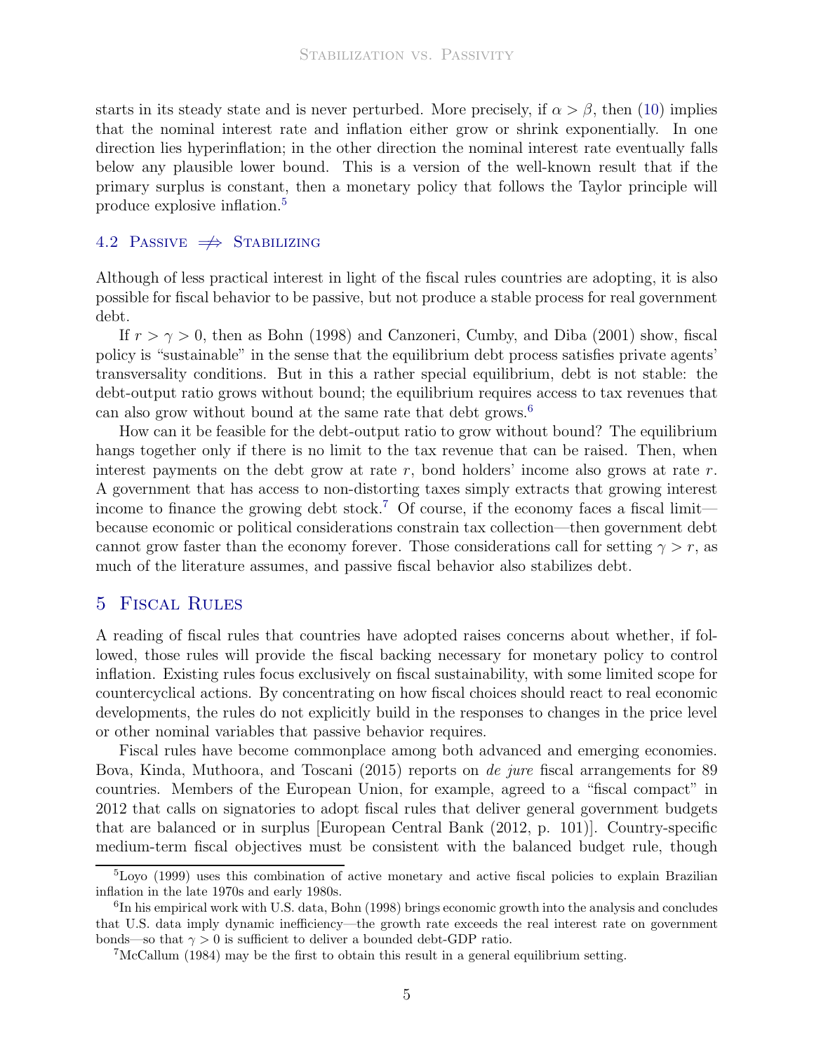starts in its steady state and is never perturbed. More precisely, if $\alpha > \beta$, then (10) implies that the nominal interest rate and inflation either grow or shrink exponentially. In one direction lies hyperinflation; in the other direction the nominal interest rate eventually falls below any plausible lower bound. This is a version of the well-known result that if the primary surplus is constant, then a monetary policy that follows the Taylor principle will produce explosive inflation.[5]

### 4.2 Passive $\not\Rightarrow$ Stabilizing

Although of less practical interest in light of the fiscal rules countries are adopting, it is also possible for fiscal behavior to be passive, but not produce a stable process for real government debt.

If $r > \gamma > 0$, then as Bohn (1998) and Canzoneri, Cumby, and Diba (2001) show, fiscal policy is "sustainable" in the sense that the equilibrium debt process satisfies private agents' transversality conditions. But in this a rather special equilibrium, debt is not stable: the debt-output ratio grows without bound; the equilibrium requires access to tax revenues that can also grow without bound at the same rate that debt grows.[6]

How can it be feasible for the debt-output ratio to grow without bound? The equilibrium hangs together only if there is no limit to the tax revenue that can be raised. Then, when interest payments on the debt grow at rate $r$, bond holders' income also grows at rate $r$. A government that has access to non-distorting taxes simply extracts that growing interest income to finance the growing debt stock.[7] Of course, if the economy faces a fiscal limit—because economic or political considerations constrain tax collection—then government debt cannot grow faster than the economy forever. Those considerations call for setting $\gamma > r$, as much of the literature assumes, and passive fiscal behavior also stabilizes debt.

## 5 Fiscal Rules

A reading of fiscal rules that countries have adopted raises concerns about whether, if followed, those rules will provide the fiscal backing necessary for monetary policy to control inflation. Existing rules focus exclusively on fiscal sustainability, with some limited scope for countercyclical actions. By concentrating on how fiscal choices should react to real economic developments, the rules do not explicitly build in the responses to changes in the price level or other nominal variables that passive behavior requires.

Fiscal rules have become commonplace among both advanced and emerging economies. Bova, Kinda, Muthoora, and Toscani (2015) reports on *de jure* fiscal arrangements for 89 countries. Members of the European Union, for example, agreed to a "fiscal compact" in 2012 that calls on signatories to adopt fiscal rules that deliver general government budgets that are balanced or in surplus [European Central Bank (2012, p. 101)]. Country-specific medium-term fiscal objectives must be consistent with the balanced budget rule, though

---

[5] Loyo (1999) uses this combination of active monetary and active fiscal policies to explain Brazilian inflation in the late 1970s and early 1980s.

[6] In his empirical work with U.S. data, Bohn (1998) brings economic growth into the analysis and concludes that U.S. data imply dynamic inefficiency—the growth rate exceeds the real interest rate on government bonds—so that $\gamma > 0$ is sufficient to deliver a bounded debt-GDP ratio.

[7] McCallum (1984) may be the first to obtain this result in a general equilibrium setting.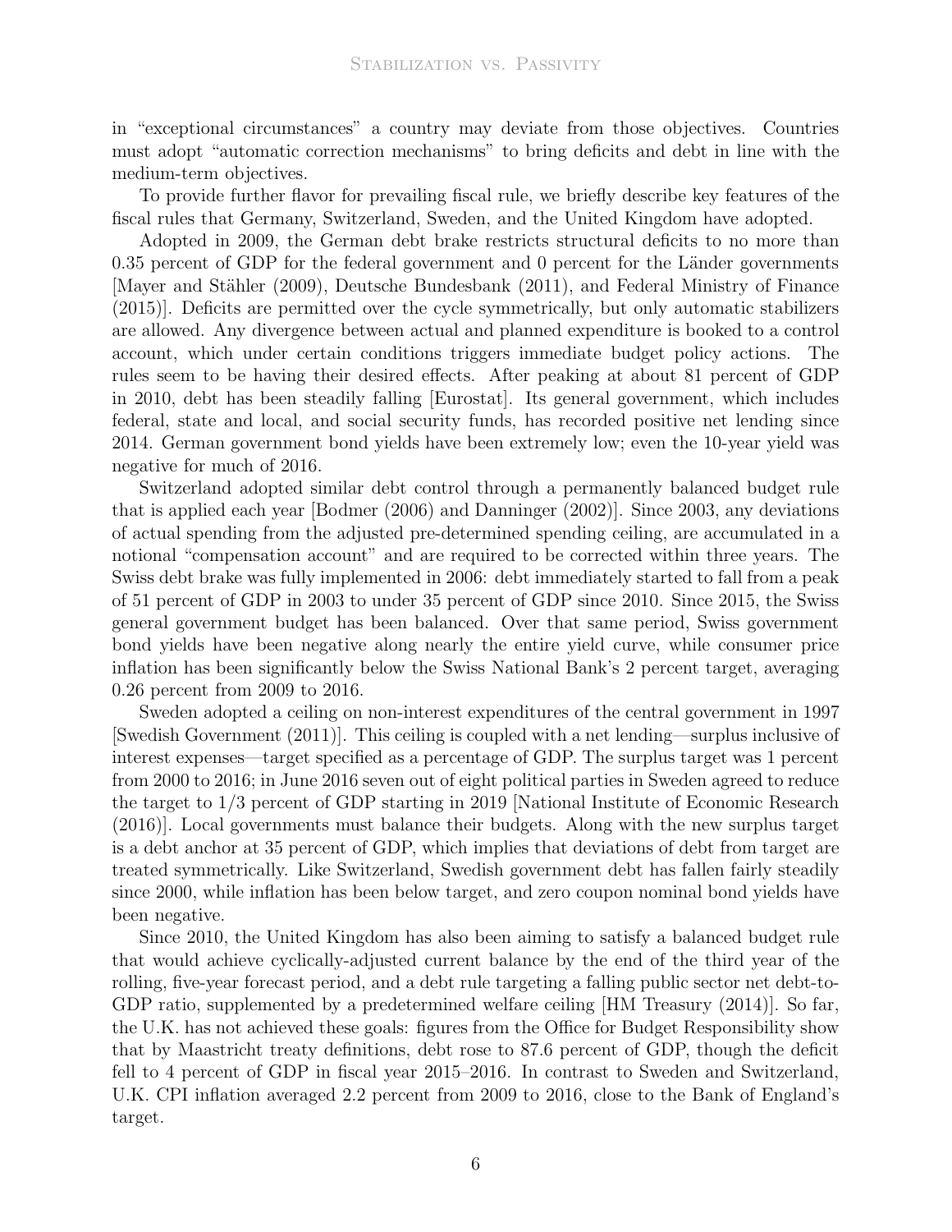in "exceptional circumstances" a country may deviate from those objectives. Countries must adopt "automatic correction mechanisms" to bring deficits and debt in line with the medium-term objectives.

To provide further flavor for prevailing fiscal rule, we briefly describe key features of the fiscal rules that Germany, Switzerland, Sweden, and the United Kingdom have adopted.

Adopted in 2009, the German debt brake restricts structural deficits to no more than 0.35 percent of GDP for the federal government and 0 percent for the Länder governments [Mayer and Stähler (2009), Deutsche Bundesbank (2011), and Federal Ministry of Finance (2015)]. Deficits are permitted over the cycle symmetrically, but only automatic stabilizers are allowed. Any divergence between actual and planned expenditure is booked to a control account, which under certain conditions triggers immediate budget policy actions. The rules seem to be having their desired effects. After peaking at about 81 percent of GDP in 2010, debt has been steadily falling [Eurostat]. Its general government, which includes federal, state and local, and social security funds, has recorded positive net lending since 2014. German government bond yields have been extremely low; even the 10-year yield was negative for much of 2016.

Switzerland adopted similar debt control through a permanently balanced budget rule that is applied each year [Bodmer (2006) and Danninger (2002)]. Since 2003, any deviations of actual spending from the adjusted pre-determined spending ceiling, are accumulated in a notional "compensation account" and are required to be corrected within three years. The Swiss debt brake was fully implemented in 2006: debt immediately started to fall from a peak of 51 percent of GDP in 2003 to under 35 percent of GDP since 2010. Since 2015, the Swiss general government budget has been balanced. Over that same period, Swiss government bond yields have been negative along nearly the entire yield curve, while consumer price inflation has been significantly below the Swiss National Bank's 2 percent target, averaging 0.26 percent from 2009 to 2016.

Sweden adopted a ceiling on non-interest expenditures of the central government in 1997 [Swedish Government (2011)]. This ceiling is coupled with a net lending—surplus inclusive of interest expenses—target specified as a percentage of GDP. The surplus target was 1 percent from 2000 to 2016; in June 2016 seven out of eight political parties in Sweden agreed to reduce the target to 1/3 percent of GDP starting in 2019 [National Institute of Economic Research (2016)]. Local governments must balance their budgets. Along with the new surplus target is a debt anchor at 35 percent of GDP, which implies that deviations of debt from target are treated symmetrically. Like Switzerland, Swedish government debt has fallen fairly steadily since 2000, while inflation has been below target, and zero coupon nominal bond yields have been negative.

Since 2010, the United Kingdom has also been aiming to satisfy a balanced budget rule that would achieve cyclically-adjusted current balance by the end of the third year of the rolling, five-year forecast period, and a debt rule targeting a falling public sector net debt-to-GDP ratio, supplemented by a predetermined welfare ceiling [HM Treasury (2014)]. So far, the U.K. has not achieved these goals: figures from the Office for Budget Responsibility show that by Maastricht treaty definitions, debt rose to 87.6 percent of GDP, though the deficit fell to 4 percent of GDP in fiscal year 2015–2016. In contrast to Sweden and Switzerland, U.K. CPI inflation averaged 2.2 percent from 2009 to 2016, close to the Bank of England's target.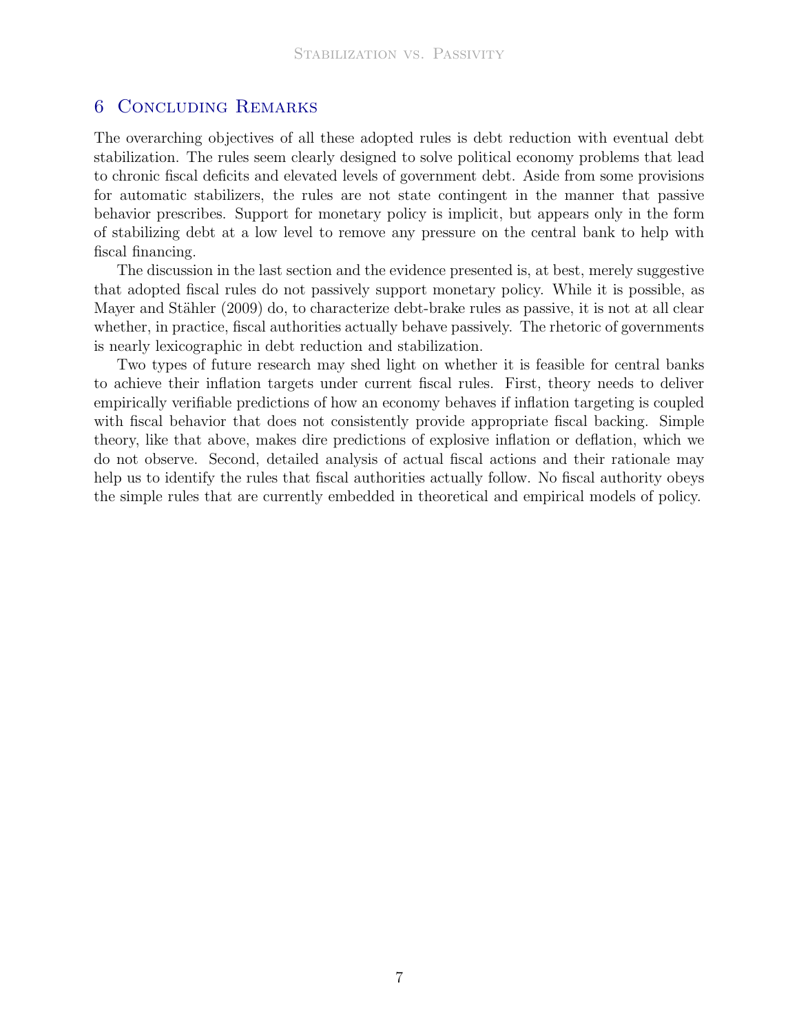## 6 Concluding Remarks

The overarching objectives of all these adopted rules is debt reduction with eventual debt stabilization. The rules seem clearly designed to solve political economy problems that lead to chronic fiscal deficits and elevated levels of government debt. Aside from some provisions for automatic stabilizers, the rules are not state contingent in the manner that passive behavior prescribes. Support for monetary policy is implicit, but appears only in the form of stabilizing debt at a low level to remove any pressure on the central bank to help with fiscal financing.

The discussion in the last section and the evidence presented is, at best, merely suggestive that adopted fiscal rules do not passively support monetary policy. While it is possible, as Mayer and Stähler (2009) do, to characterize debt-brake rules as passive, it is not at all clear whether, in practice, fiscal authorities actually behave passively. The rhetoric of governments is nearly lexicographic in debt reduction and stabilization.

Two types of future research may shed light on whether it is feasible for central banks to achieve their inflation targets under current fiscal rules. First, theory needs to deliver empirically verifiable predictions of how an economy behaves if inflation targeting is coupled with fiscal behavior that does not consistently provide appropriate fiscal backing. Simple theory, like that above, makes dire predictions of explosive inflation or deflation, which we do not observe. Second, detailed analysis of actual fiscal actions and their rationale may help us to identify the rules that fiscal authorities actually follow. No fiscal authority obeys the simple rules that are currently embedded in theoretical and empirical models of policy.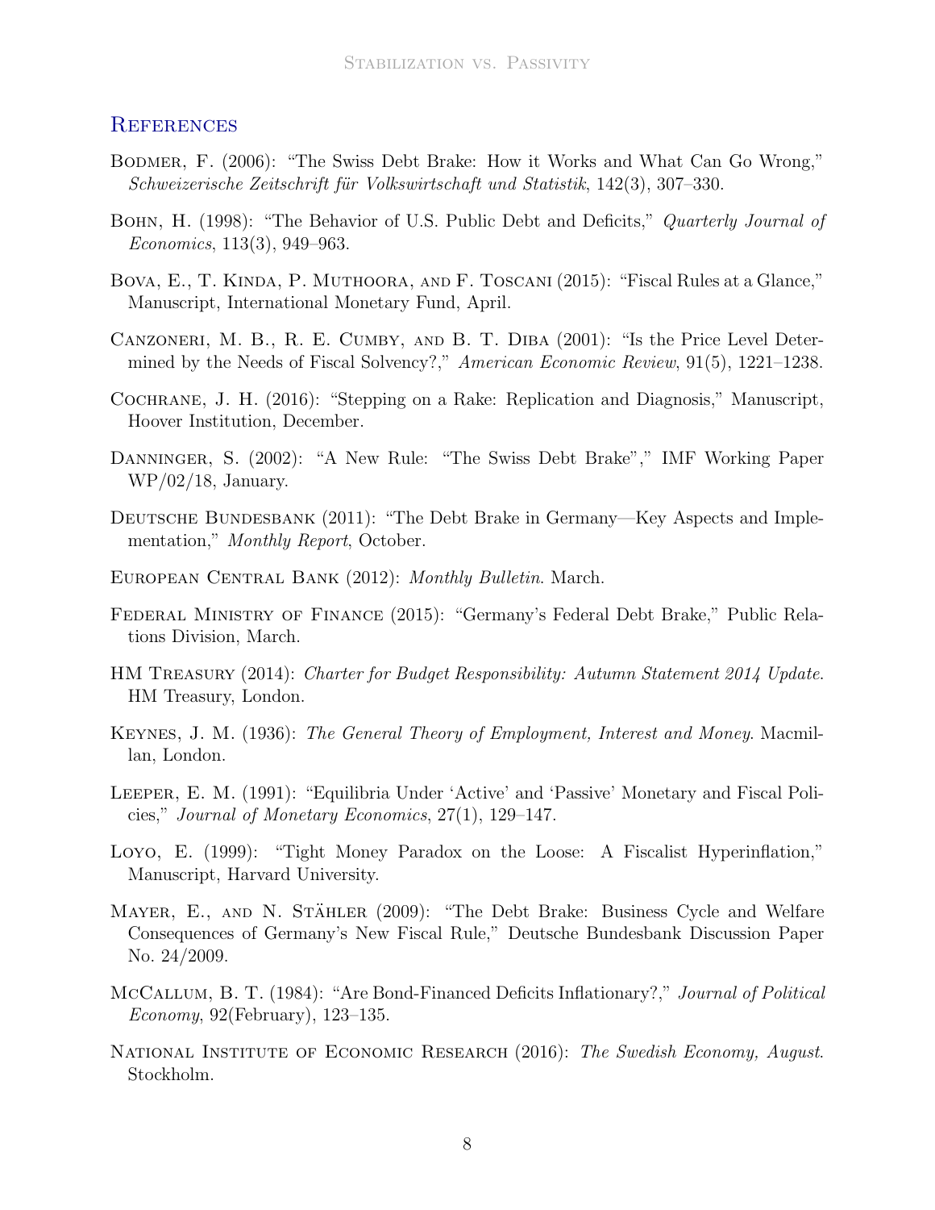## References

Bodmer, F. (2006): "The Swiss Debt Brake: How it Works and What Can Go Wrong," *Schweizerische Zeitschrift für Volkswirtschaft und Statistik*, 142(3), 307–330.

Bohn, H. (1998): "The Behavior of U.S. Public Debt and Deficits," *Quarterly Journal of Economics*, 113(3), 949–963.

Bova, E., T. Kinda, P. Muthoora, and F. Toscani (2015): "Fiscal Rules at a Glance," Manuscript, International Monetary Fund, April.

Canzoneri, M. B., R. E. Cumby, and B. T. Diba (2001): "Is the Price Level Determined by the Needs of Fiscal Solvency?," *American Economic Review*, 91(5), 1221–1238.

Cochrane, J. H. (2016): "Stepping on a Rake: Replication and Diagnosis," Manuscript, Hoover Institution, December.

Danninger, S. (2002): "A New Rule: "The Swiss Debt Brake"," IMF Working Paper WP/02/18, January.

Deutsche Bundesbank (2011): "The Debt Brake in Germany—Key Aspects and Implementation," *Monthly Report*, October.

European Central Bank (2012): *Monthly Bulletin*. March.

Federal Ministry of Finance (2015): "Germany's Federal Debt Brake," Public Relations Division, March.

HM Treasury (2014): *Charter for Budget Responsibility: Autumn Statement 2014 Update*. HM Treasury, London.

Keynes, J. M. (1936): *The General Theory of Employment, Interest and Money*. Macmillan, London.

Leeper, E. M. (1991): "Equilibria Under 'Active' and 'Passive' Monetary and Fiscal Policies," *Journal of Monetary Economics*, 27(1), 129–147.

Loyo, E. (1999): "Tight Money Paradox on the Loose: A Fiscalist Hyperinflation," Manuscript, Harvard University.

Mayer, E., and N. Stähler (2009): "The Debt Brake: Business Cycle and Welfare Consequences of Germany's New Fiscal Rule," Deutsche Bundesbank Discussion Paper No. 24/2009.

McCallum, B. T. (1984): "Are Bond-Financed Deficits Inflationary?," *Journal of Political Economy*, 92(February), 123–135.

National Institute of Economic Research (2016): *The Swedish Economy, August*. Stockholm.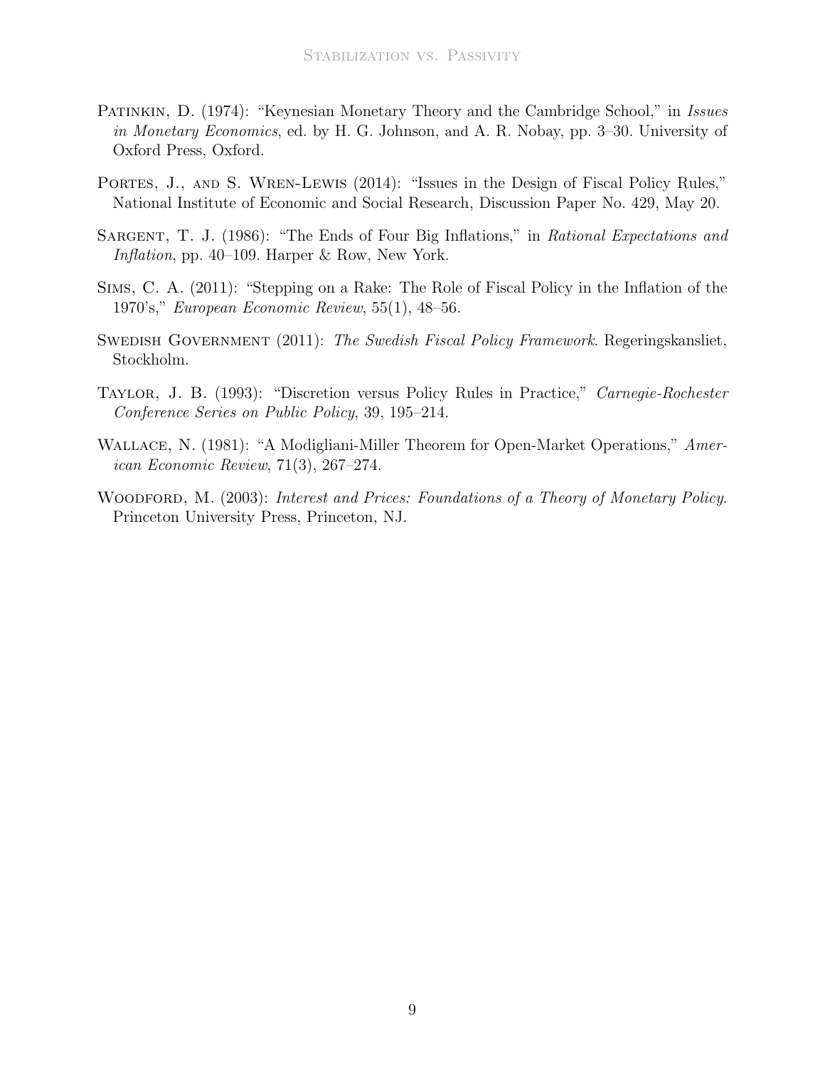Patinkin, D. (1974): "Keynesian Monetary Theory and the Cambridge School," in *Issues in Monetary Economics*, ed. by H. G. Johnson, and A. R. Nobay, pp. 3–30. University of Oxford Press, Oxford.

Portes, J., and S. Wren-Lewis (2014): "Issues in the Design of Fiscal Policy Rules," National Institute of Economic and Social Research, Discussion Paper No. 429, May 20.

Sargent, T. J. (1986): "The Ends of Four Big Inflations," in *Rational Expectations and Inflation*, pp. 40–109. Harper & Row, New York.

Sims, C. A. (2011): "Stepping on a Rake: The Role of Fiscal Policy in the Inflation of the 1970's," *European Economic Review*, 55(1), 48–56.

Swedish Government (2011): *The Swedish Fiscal Policy Framework*. Regeringskansliet, Stockholm.

Taylor, J. B. (1993): "Discretion versus Policy Rules in Practice," *Carnegie-Rochester Conference Series on Public Policy*, 39, 195–214.

Wallace, N. (1981): "A Modigliani-Miller Theorem for Open-Market Operations," *American Economic Review*, 71(3), 267–274.

Woodford, M. (2003): *Interest and Prices: Foundations of a Theory of Monetary Policy*. Princeton University Press, Princeton, NJ.